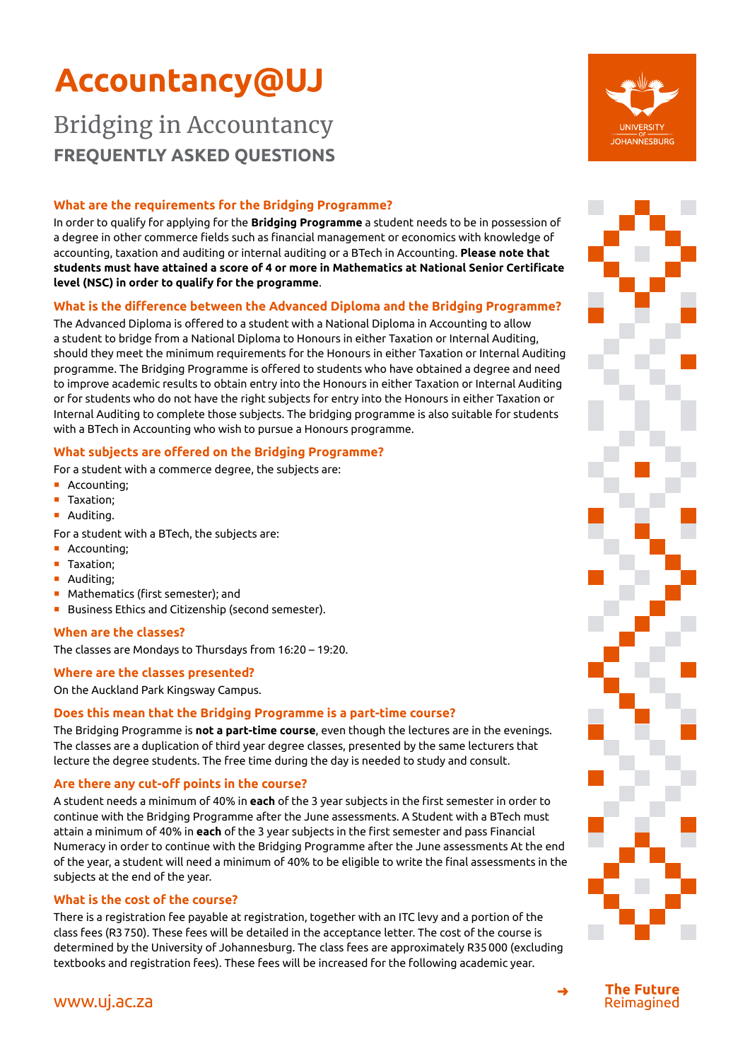# Accountancy@UJ

## Bridging in Accountancy

## FREQUENTLY ASKED QUESTIONS

### What are the requirements for the Bridging Programme?

In order to qualify for applying for the **Bridging Programme** a student needs to be in possession of a degree in other commerce fields such as financial management or economics with knowledge of accounting, taxation and auditing or internal auditing or a BTech in Accounting. **Please note that students must have attained a score of 4 or more in Mathematics at National Senior Certificate level (NSC) in order to qualify for the programme**.

### What is the difference between the Advanced Diploma and the Bridging Programme?

The Advanced Diploma is offered to a student with a National Diploma in Accounting to allow a student to bridge from a National Diploma to Honours in either Taxation or Internal Auditing, should they meet the minimum requirements for the Honours in either Taxation or Internal Auditing programme. The Bridging Programme is offered to students who have obtained a degree and need to improve academic results to obtain entry into the Honours in either Taxation or Internal Auditing or for students who do not have the right subjects for entry into the Honours in either Taxation or Internal Auditing to complete those subjects. The bridging programme is also suitable for students with a BTech in Accounting who wish to pursue a Honours programme.

### What subjects are offered on the Bridging Programme?

For a student with a commerce degree, the subjects are:

- Accounting;
- Taxation;
- Auditing.

For a student with a BTech, the subjects are:

- Accounting;
- Taxation;
- Auditing;
- Mathematics (first semester); and
- Business Ethics and Citizenship (second semester).

### When are the classes?

The classes are Mondays to Thursdays from 16:20 – 19:20.

### Where are the classes presented?

On the Auckland Park Kingsway Campus.

### Does this mean that the Bridging Programme is a part-time course?

The Bridging Programme is **not a part-time course**, even though the lectures are in the evenings. The classes are a duplication of third year degree classes, presented by the same lecturers that lecture the degree students. The free time during the day is needed to study and consult.

### Are there any cut-off points in the course?

A student needs a minimum of 40% in **each** of the 3 year subjects in the first semester in order to continue with the Bridging Programme after the June assessments. A Student with a BTech must attain a minimum of 40% in **each** of the 3 year subjects in the first semester and pass Financial Numeracy in order to continue with the Bridging Programme after the June assessments At the end of the year, a student will need a minimum of 40% to be eligible to write the final assessments in the subjects at the end of the year.

### What is the cost of the course?

There is a registration fee payable at registration, together with an ITC levy and a portion of the class fees (R3 750). These fees will be detailed in the acceptance letter. The cost of the course is determined by the University of Johannesburg. The class fees are approximately R35 000 (excluding textbooks and registration fees). These fees will be increased for the following academic year.

www.uj.ac.za

**The Future** Reimagined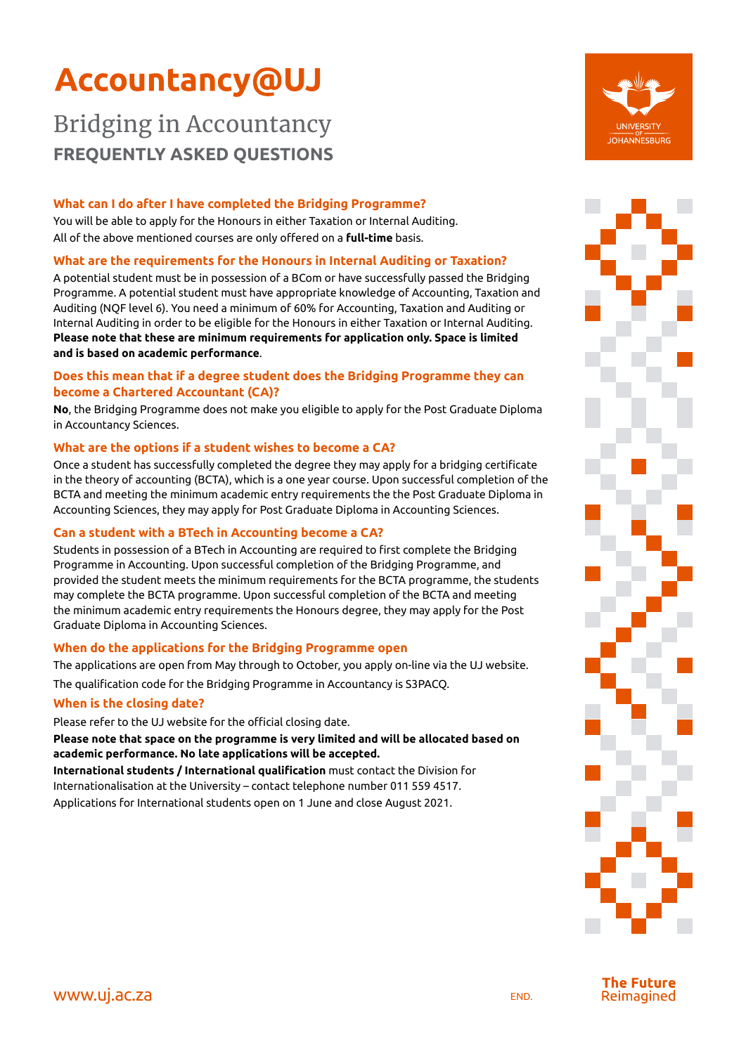# Accountancy@UJ

## Bridging in Accountancy

## FREQUENTLY ASKED QUESTIONS

### What can I do after I have completed the Bridging Programme?

You will be able to apply for the Honours in either Taxation or Internal Auditing.

All of the above mentioned courses are only offered on a **full-time** basis.

### What are the requirements for the Honours in Internal Auditing or Taxation?

A potential student must be in possession of a BCom or have successfully passed the Bridging Programme. A potential student must have appropriate knowledge of Accounting, Taxation and Auditing (NQF level 6). You need a minimum of 60% for Accounting, Taxation and Auditing or Internal Auditing in order to be eligible for the Honours in either Taxation or Internal Auditing. **Please note that these are minimum requirements for application only. Space is limited and is based on academic performance**.

### Does this mean that if a degree student does the Bridging Programme they can become a Chartered Accountant (CA)?

**No**, the Bridging Programme does not make you eligible to apply for the Post Graduate Diploma in Accountancy Sciences.

### What are the options if a student wishes to become a CA?

Once a student has successfully completed the degree they may apply for a bridging certificate in the theory of accounting (BCTA), which is a one year course. Upon successful completion of the BCTA and meeting the minimum academic entry requirements the the Post Graduate Diploma in Accounting Sciences, they may apply for Post Graduate Diploma in Accounting Sciences.

### Can a student with a BTech in Accounting become a CA?

Students in possession of a BTech in Accounting are required to first complete the Bridging Programme in Accounting. Upon successful completion of the Bridging Programme, and provided the student meets the minimum requirements for the BCTA programme, the students may complete the BCTA programme. Upon successful completion of the BCTA and meeting the minimum academic entry requirements the Honours degree, they may apply for the Post Graduate Diploma in Accounting Sciences.

### When do the applications for the Bridging Programme open

The applications are open from May through to October, you apply on-line via the UJ website.

The qualification code for the Bridging Programme in Accountancy is S3PACQ.

### When is the closing date?

Please refer to the UJ website for the official closing date.

**Please note that space on the programme is very limited and will be allocated based on academic performance. No late applications will be accepted.**

**International students / International qualification** must contact the Division for Internationalisation at the University – contact telephone number 011 559 4517.

Applications for International students open on 1 June and close August 2021.

www.uj.ac.za

END.

The Future Reimagined